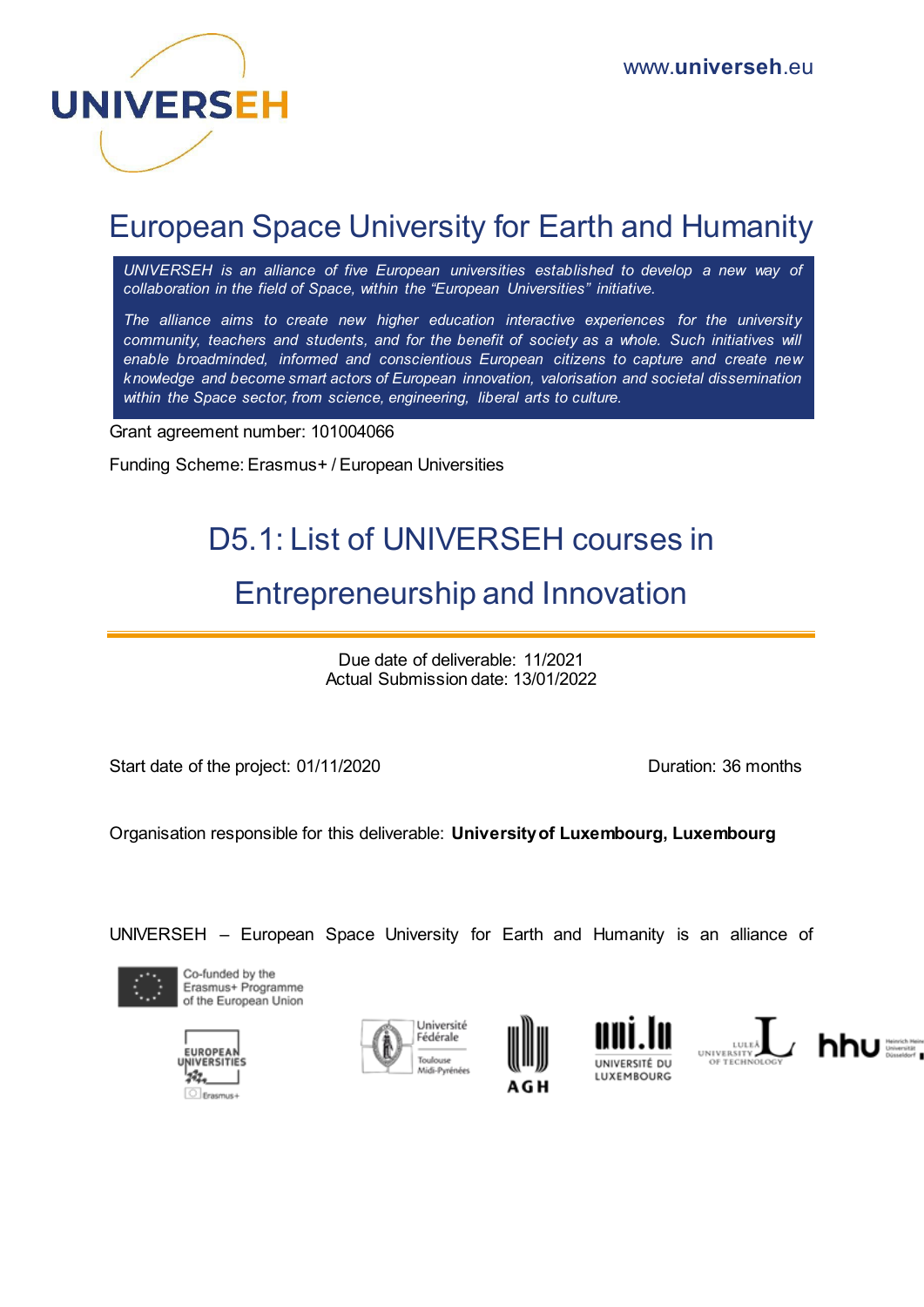UNIVERSEH

www.universeh.eu

# European Space University for Earth and Humanity

*UNIVERSEH is an alliance of five European universities established to develop a new way of collaboration in the field of Space, within the "European Universities" initiative.*

*The alliance aims to create new higher education interactive experiences for the university community, teachers and students, and for the benefit of society as a whole. Such initiatives will enable broadminded, informed and conscientious European citizens to capture and create new knowledge and become smart actors of European innovation, valorisation and societal dissemination within the Space sector, from science, engineering, liberal arts to culture.*

Grant agreement number: 101004066

Funding Scheme: Erasmus+ / European Universities

## D5.1: List of UNIVERSEH courses in Entrepreneurship and Innovation

Due date of deliverable: 11/2021
Actual Submission date: 13/01/2022

Start date of the project: 01/11/2020

Duration: 36 months

Organisation responsible for this deliverable: **University of Luxembourg, Luxembourg**

UNIVERSEH – European Space University for Earth and Humanity is an alliance of

Co-funded by the Erasmus+ Programme of the European Union

European Universities Erasmus+

Université Fédérale Toulouse Midi-Pyrénées

AGH

uni.lu Université du Luxembourg

Luleå University of Technology

hhu Heinrich Heine Universität Düsseldorf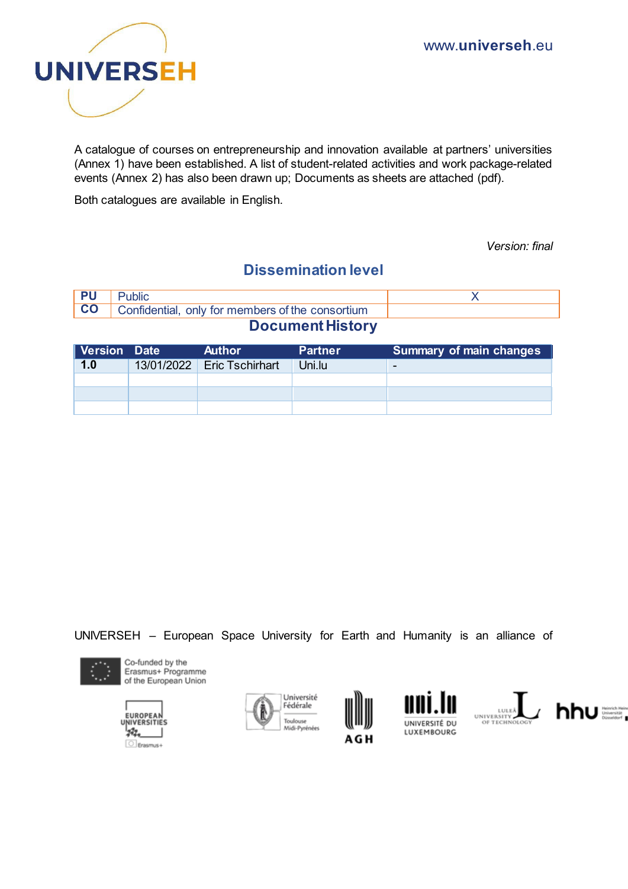A catalogue of courses on entrepreneurship and innovation available at partners' universities (Annex 1) have been established. A list of student-related activities and work package-related events (Annex 2) has also been drawn up; Documents as sheets are attached (pdf).

Both catalogues are available in English.

*Version: final*

## Dissemination level

| | | |
|---|---|---|
| **PU** | Public | X |
| **CO** | Confidential, only for members of the consortium | |

## Document History

| Version | Date | Author | Partner | Summary of main changes |
|---|---|---|---|---|
| **1.0** | 13/01/2022 | Eric Tschirhart | Uni.lu | - |
| | | | | |
| | | | | |
| | | | | |

UNIVERSEH – European Space University for Earth and Humanity is an alliance of

Co-funded by the Erasmus+ Programme of the European Union